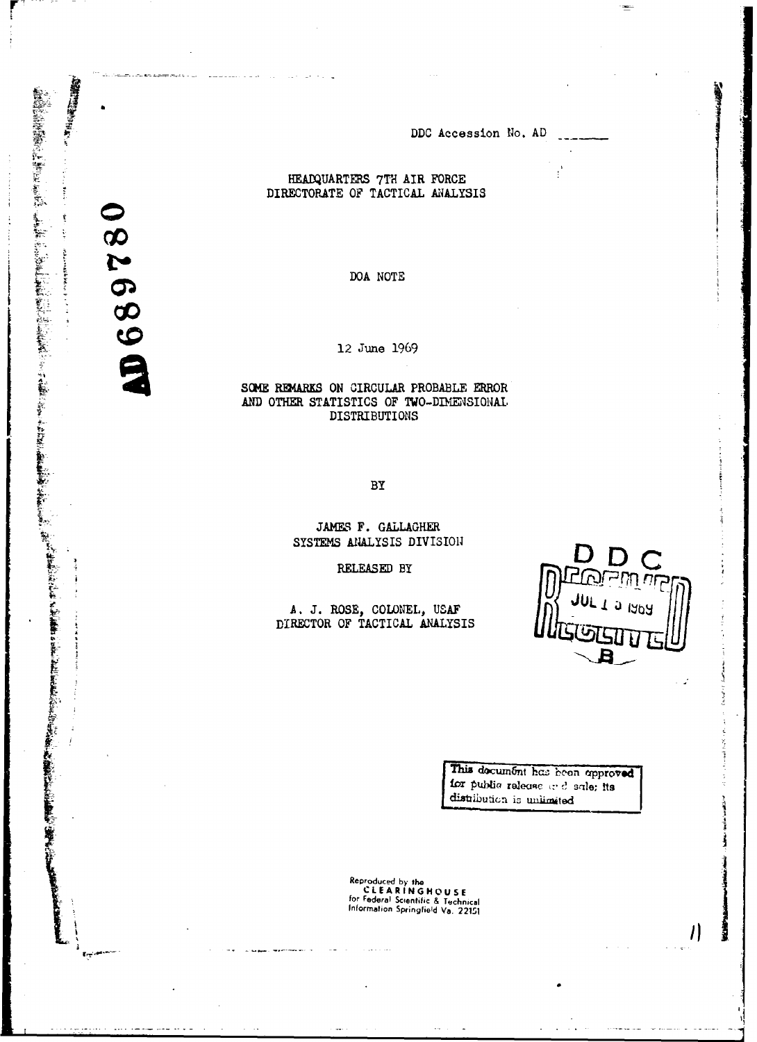DDC Accession No. AD \_\_\_\_\_\_

AD 689780

HEADQUARTERS 7TH AIR FORCE
DIRECTORATE OF TACTICAL ANALYSIS

DOA NOTE

12 June 1969

# SOME REMARKS ON CIRCULAR PROBABLE ERROR AND OTHER STATISTICS OF TWO-DIMENSIONAL DISTRIBUTIONS

BY

JAMES F. GALLAGHER
SYSTEMS ANALYSIS DIVISION

RELEASED BY

A. J. ROSE, COLONEL, USAF
DIRECTOR OF TACTICAL ANALYSIS

DDC
JUL 1 5 1969
B

This document has been approved for public release and sale; its distribution is unlimited

Reproduced by the
CLEARINGHOUSE
for Federal Scientific & Technical Information Springfield Va. 22151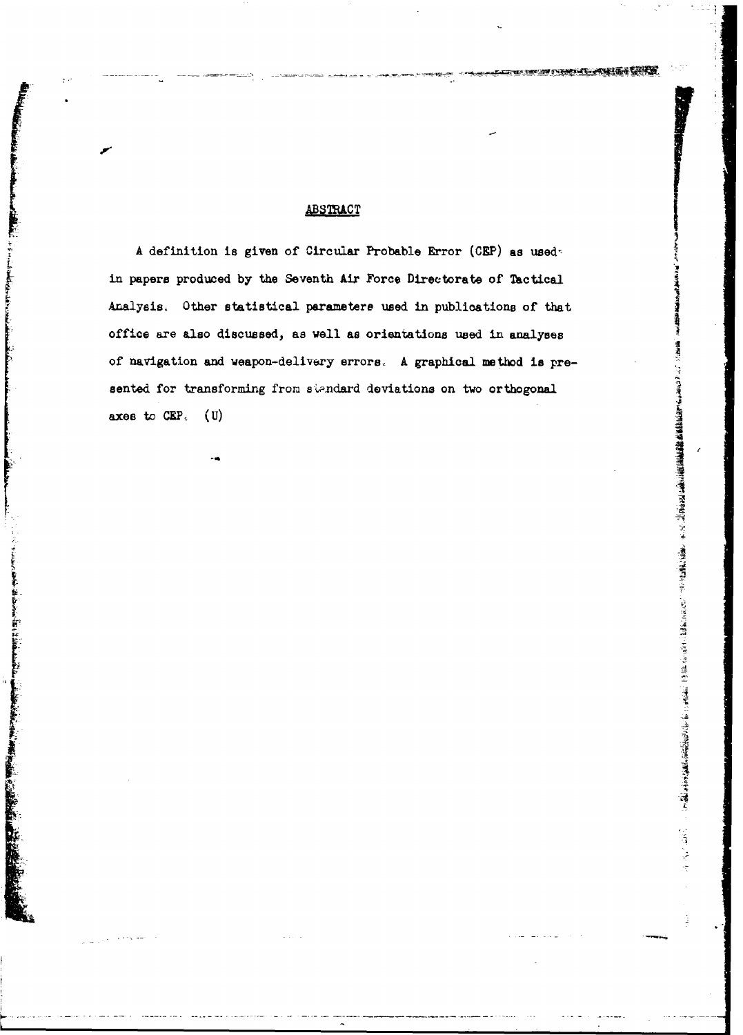## ABSTRACT

A definition is given of Circular Probable Error (CEP) as used in papers produced by the Seventh Air Force Directorate of Tactical Analysis. Other statistical parameters used in publications of that office are also discussed, as well as orientations used in analyses of navigation and weapon-delivery errors. A graphical method is presented for transforming from standard deviations on two orthogonal axes to CEP. (U)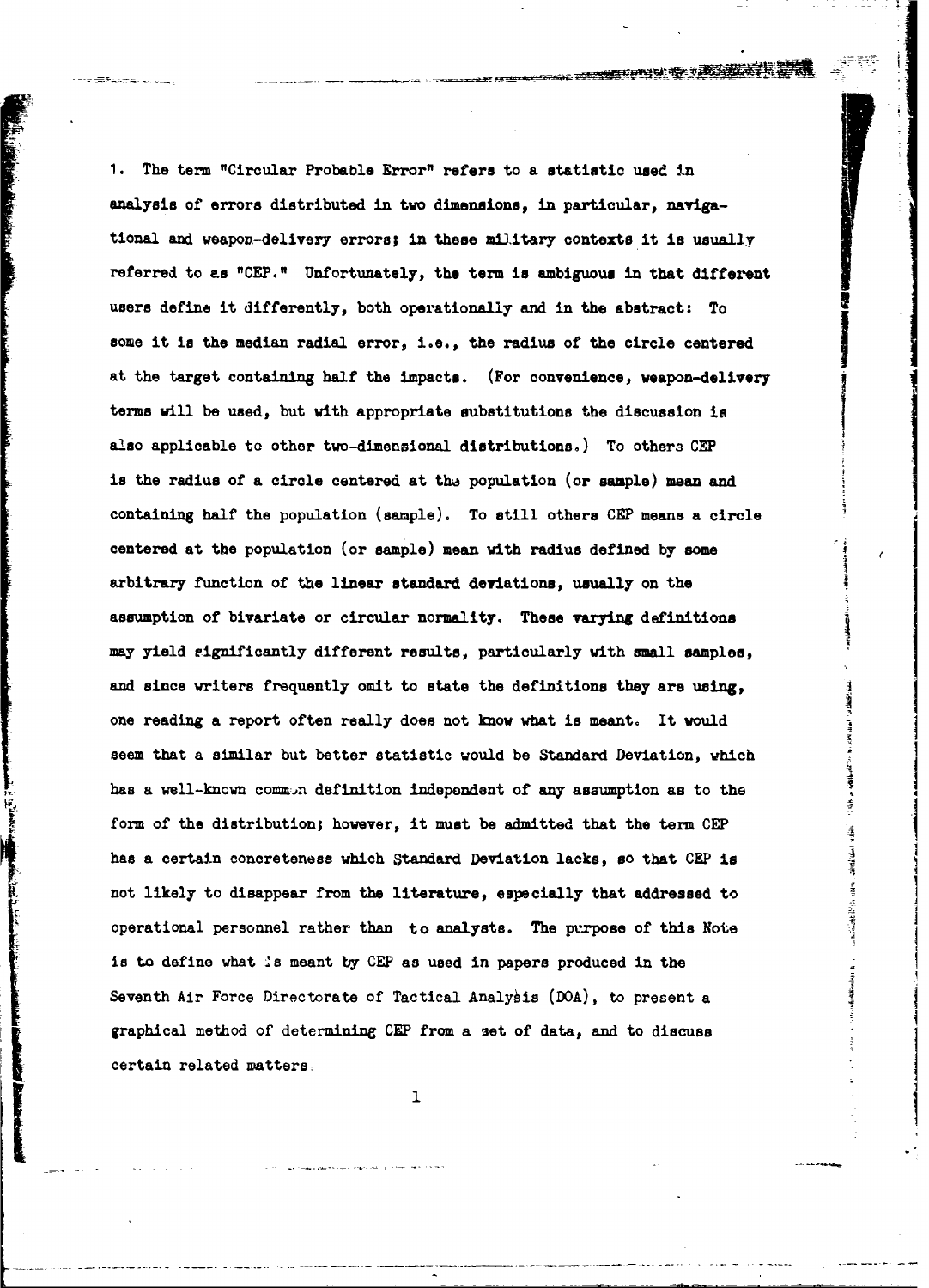1. The term "Circular Probable Error" refers to a statistic used in analysis of errors distributed in two dimensions, in particular, navigational and weapon-delivery errors; in these military contexts it is usually referred to as "CEP." Unfortunately, the term is ambiguous in that different users define it differently, both operationally and in the abstract: To some it is the median radial error, i.e., the radius of the circle centered at the target containing half the impacts. (For convenience, weapon-delivery terms will be used, but with appropriate substitutions the discussion is also applicable to other two-dimensional distributions.) To others CEP is the radius of a circle centered at the population (or sample) mean and containing half the population (sample). To still others CEP means a circle centered at the population (or sample) mean with radius defined by some arbitrary function of the linear standard deviations, usually on the assumption of bivariate or circular normality. These varying definitions may yield significantly different results, particularly with small samples, and since writers frequently omit to state the definitions they are using, one reading a report often really does not know what is meant. It would seem that a similar but better statistic would be Standard Deviation, which has a well-known common definition independent of any assumption as to the form of the distribution; however, it must be admitted that the term CEP has a certain concreteness which Standard Deviation lacks, so that CEP is not likely to disappear from the literature, especially that addressed to operational personnel rather than to analysts. The purpose of this Note is to define what is meant by CEP as used in papers produced in the Seventh Air Force Directorate of Tactical Analysis (DOA), to present a graphical method of determining CEP from a set of data, and to discuss certain related matters.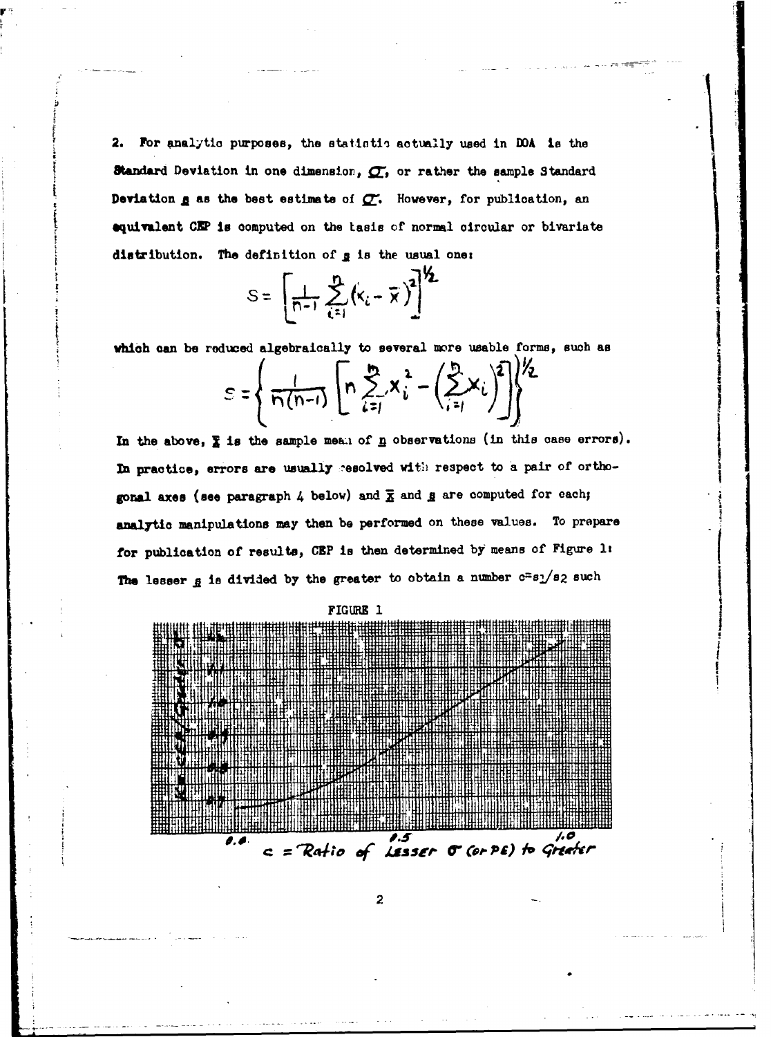2. For analytic purposes, the statistic actually used in DOA is the Standard Deviation in one dimension, $\sigma$, or rather the sample Standard Deviation $s$ as the best estimate of $\sigma$. However, for publication, an equivalent CEP is computed on the basis of normal circular or bivariate distribution. The definition of $s$ is the usual one:

$$S = \left[ \frac{1}{n-1} \sum_{i=1}^{n} (x_i - \bar{x})^2 \right]^{1/2}$$

which can be reduced algebraically to several more usable forms, such as

$$S = \left\{ \frac{1}{n(n-1)} \left[ n \sum_{i=1}^{n} x_i^2 - \left( \sum_{i=1}^{n} x_i \right)^2 \right] \right\}^{1/2}$$

In the above, $\bar{x}$ is the sample mean of $n$ observations (in this case errors). In practice, errors are usually resolved with respect to a pair of orthogonal axes (see paragraph 4 below) and $\bar{x}$ and $s$ are computed for each; analytic manipulations may then be performed on these values. To prepare for publication of results, CEP is then determined by means of Figure 1: The lesser $s$ is divided by the greater to obtain a number $c = s_1/s_2$ such

FIGURE 1

c = Ratio of Lesser σ (or PE) to Greater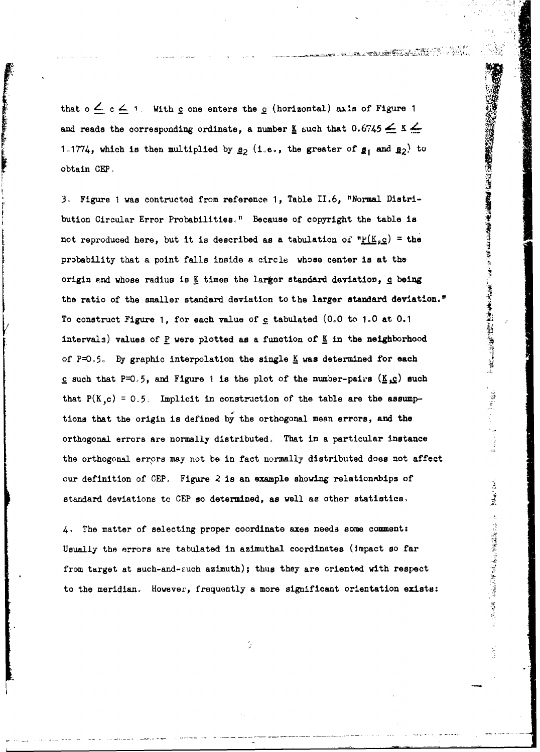that $0 \leq c \leq 1$. With $c$ one enters the $c$ (horizontal) axis of Figure 1 and reads the corresponding ordinate, a number $K$ such that $0.6745 \leq K \leq 1.1774$, which is then multiplied by $s_2$ (i.e., the greater of $s_1$ and $s_2$) to obtain CEP.

3. Figure 1 was contructed from reference 1, Table II.6, "Normal Distribution Circular Error Probabilities." Because of copyright the table is not reproduced here, but it is described as a tabulation of "$P(K,c)$ = the probability that a point falls inside a circle whose center is at the origin and whose radius is $K$ times the larger standard deviation, $c$ being the ratio of the smaller standard deviation to the larger standard deviation." To construct Figure 1, for each value of $c$ tabulated (0.0 to 1.0 at 0.1 intervals) values of $P$ were plotted as a function of $K$ in the neighborhood of $P=0.5$. By graphic interpolation the single $K$ was determined for each $c$ such that $P=0.5$, and Figure 1 is the plot of the number-pairs $(K,c)$ such that $P(K,c) = 0.5$. Implicit in construction of the table are the assumptions that the origin is defined by the orthogonal mean errors, and the orthogonal errors are normally distributed. That in a particular instance the orthogonal errors may not be in fact normally distributed does not affect our definition of CEP. Figure 2 is an example showing relationships of standard deviations to CEP so determined, as well as other statistics.

4. The matter of selecting proper coordinate axes needs some comment: Usually the errors are tabulated in azimuthal coordinates (impact so far from target at such-and-such azimuth); thus they are oriented with respect to the meridian. However, frequently a more significant orientation exists: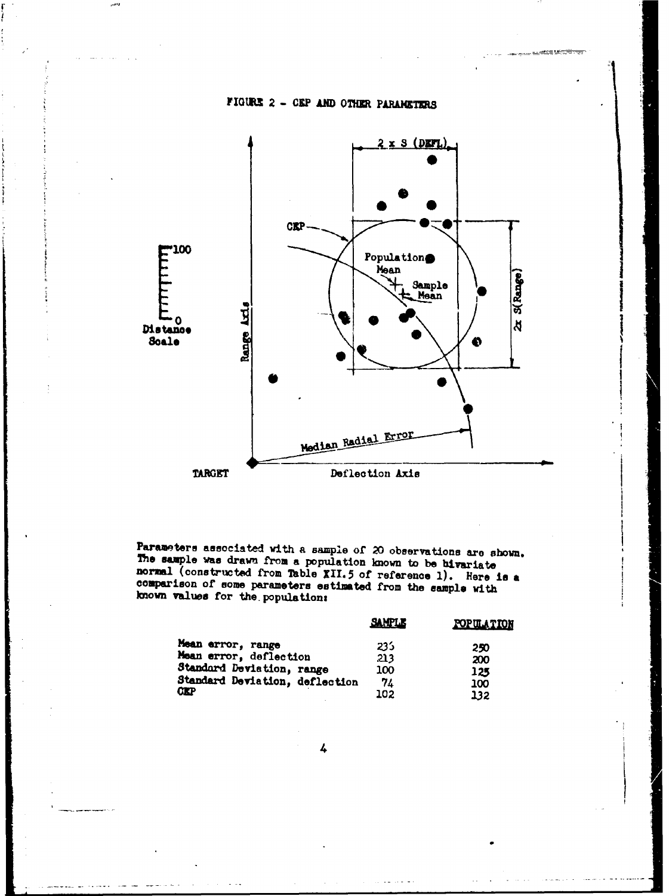FIGURE 2 - CEP AND OTHER PARAMETERS

Parameters associated with a sample of 20 observations are shown. The sample was drawn from a population known to be bivariate normal (constructed from Table XII.5 of reference 1). Here is a comparison of some parameters estimated from the sample with known values for the population:

| | SAMPLE | POPULATION |
|---|---|---|
| Mean error, range | 235 | 250 |
| Mean error, deflection | 213 | 200 |
| Standard Deviation, range | 100 | 125 |
| Standard Deviation, deflection | 74 | 100 |
| CEP | 102 | 132 |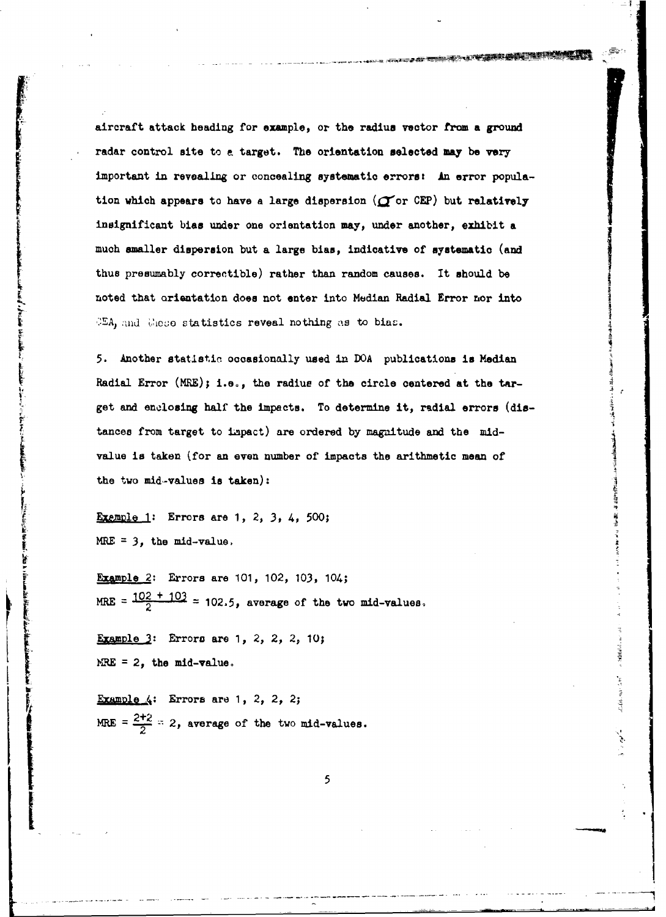aircraft attack heading for example, or the radius vector from a ground radar control site to a target. The orientation selected may be very important in revealing or concealing systematic errors: An error population which appears to have a large dispersion ($\sigma$ or CEP) but relatively insignificant bias under one orientation may, under another, exhibit a much smaller dispersion but a large bias, indicative of systematic (and thus presumably correctible) rather than random causes. It should be noted that orientation does not enter into Median Radial Error nor into CEA, and these statistics reveal nothing as to bias.

5. Another statistic occasionally used in DOA publications is Median Radial Error (MRE); i.e., the radius of the circle centered at the target and enclosing half the impacts. To determine it, radial errors (distances from target to impact) are ordered by magnitude and the mid-value is taken (for an even number of impacts the arithmetic mean of the two mid-values is taken):

Example 1: Errors are 1, 2, 3, 4, 500;
MRE = 3, the mid-value.

Example 2: Errors are 101, 102, 103, 104;
MRE = $\frac{102 + 103}{2}$ = 102.5, average of the two mid-values.

Example 3: Errors are 1, 2, 2, 2, 10;
MRE = 2, the mid-value.

Example 4: Errors are 1, 2, 2, 2;
MRE = $\frac{2+2}{2}$ = 2, average of the two mid-values.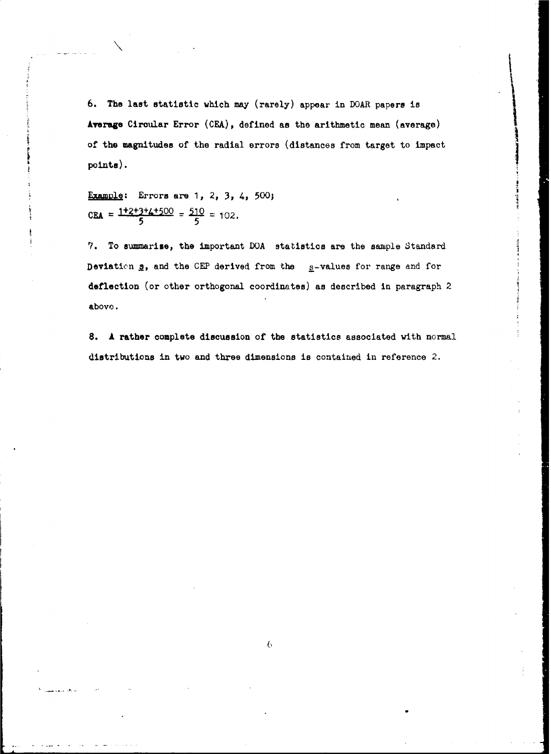6. The last statistic which may (rarely) appear in DOAR papers is **Average** Circular Error (CEA), defined as the arithmetic mean (average) of the magnitudes of the radial errors (distances from target to impact points).

Example: Errors are 1, 2, 3, 4, 500;

$$CEA = \frac{1+2+3+4+500}{5} = \frac{510}{5} = 102.$$

7. To summarise, the important DOA statistics are the sample Standard Deviation $s$, and the CEP derived from the $s$-values for range and for deflection (or other orthogonal coordinates) as described in paragraph 2 above.

8. A rather complete discussion of the statistics associated with normal distributions in two and three dimensions is contained in reference 2.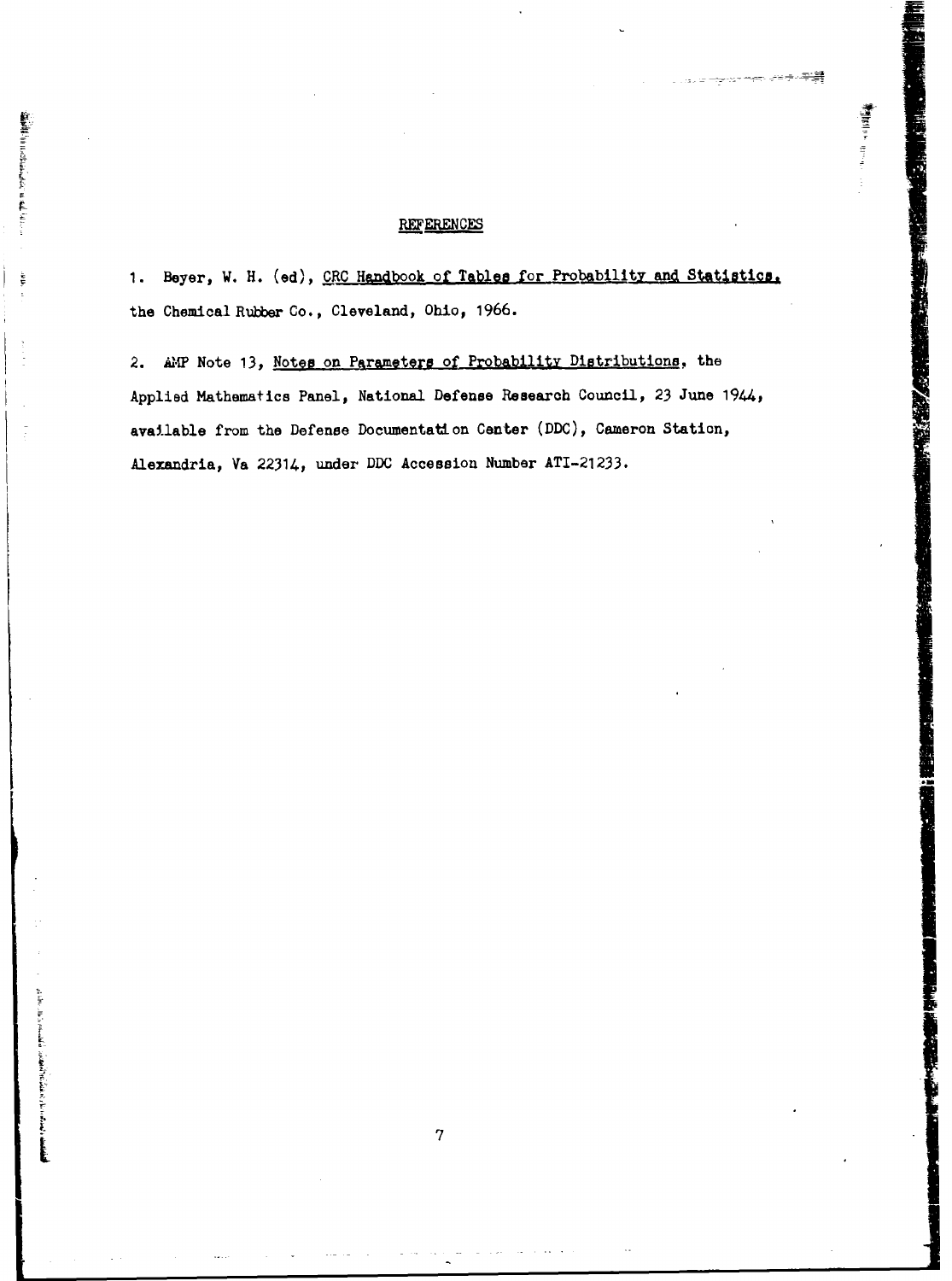## REFERENCES

1. Beyer, W. H. (ed), CRC Handbook of Tables for Probability and Statistics, the Chemical Rubber Co., Cleveland, Ohio, 1966.

2. AMP Note 13, Notes on Parameters of Probability Distributions, the Applied Mathematics Panel, National Defense Research Council, 23 June 1944, available from the Defense Documentation Center (DDC), Cameron Station, Alexandria, Va 22314, under DDC Accession Number ATI-21233.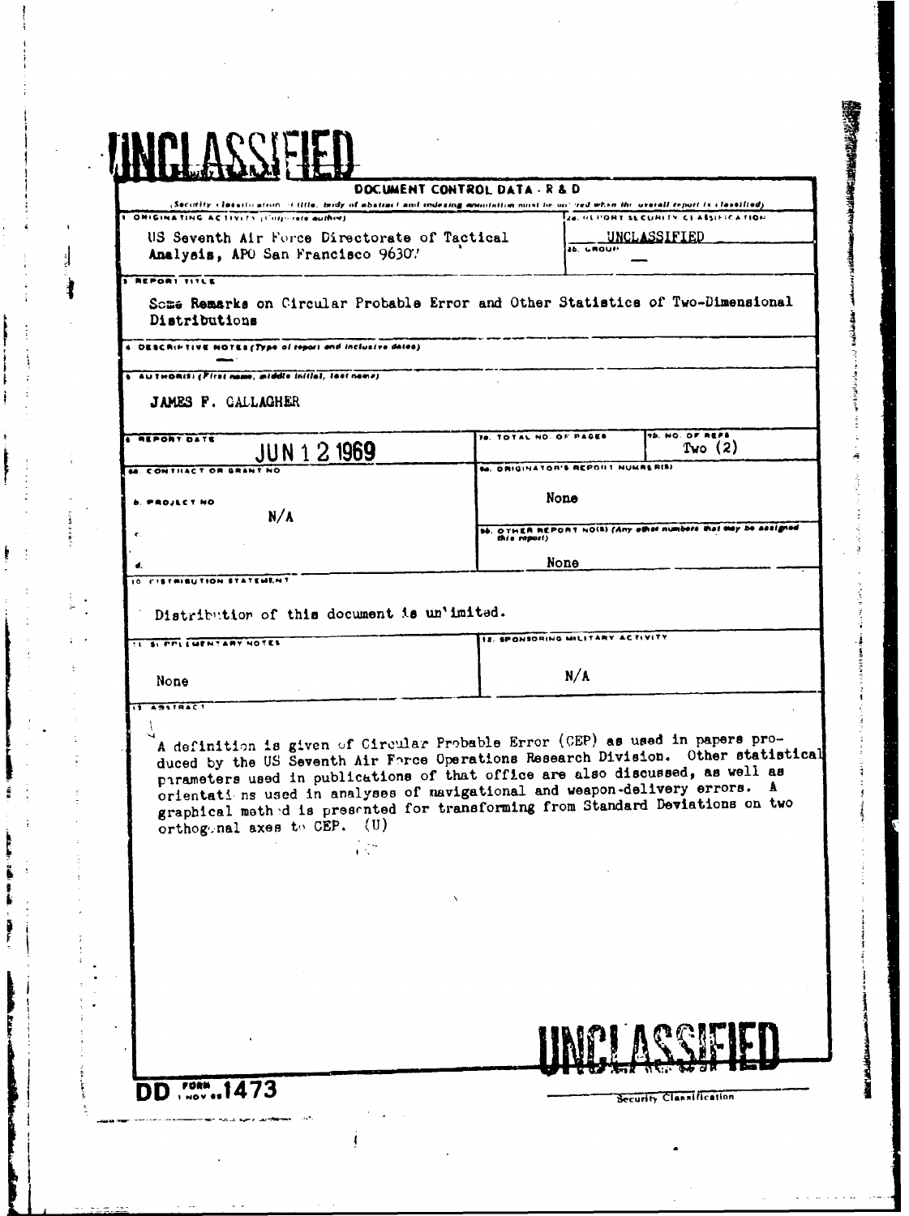# UNCLASSIFIED

## DOCUMENT CONTROL DATA - R & D

*(Security classification of title, body of abstract and indexing annotation must be entered when the overall report is classified)*

**1. ORIGINATING ACTIVITY (Corporate author)**

US Seventh Air Force Directorate of Tactical Analysis, APO San Francisco 96307

**2a. REPORT SECURITY CLASSIFICATION**

UNCLASSIFIED

**2b. GROUP**

—

**3. REPORT TITLE**

Some Remarks on Circular Probable Error and Other Statistics of Two-Dimensional Distributions

**4. DESCRIPTIVE NOTES (Type of report and inclusive dates)**

—

**5. AUTHOR(S) (First name, middle initial, last name)**

JAMES F. GALLAGHER

**6. REPORT DATE**

JUN 12 1969

**7a. TOTAL NO. OF PAGES**

**7b. NO. OF REFS**

Two (2)

**8a. CONTRACT OR GRANT NO.**

**b. PROJECT NO.**

N/A

**c.**

**d.**

**9a. ORIGINATOR'S REPORT NUMBER(S)**

None

**9b. OTHER REPORT NO(S) (Any other numbers that may be assigned this report)**

None

**10. DISTRIBUTION STATEMENT**

Distribution of this document is unlimited.

**11. SUPPLEMENTARY NOTES**

None

**12. SPONSORING MILITARY ACTIVITY**

N/A

**13. ABSTRACT**

A definition is given of Circular Probable Error (CEP) as used in papers produced by the US Seventh Air Force Operations Research Division. Other statistical parameters used in publications of that office are also discussed, as well as orientations used in analyses of navigational and weapon-delivery errors. A graphical method is presented for transforming from Standard Deviations on two orthogonal axes to CEP. (U)

DD FORM 1 NOV 65 1473

# UNCLASSIFIED

Security Classification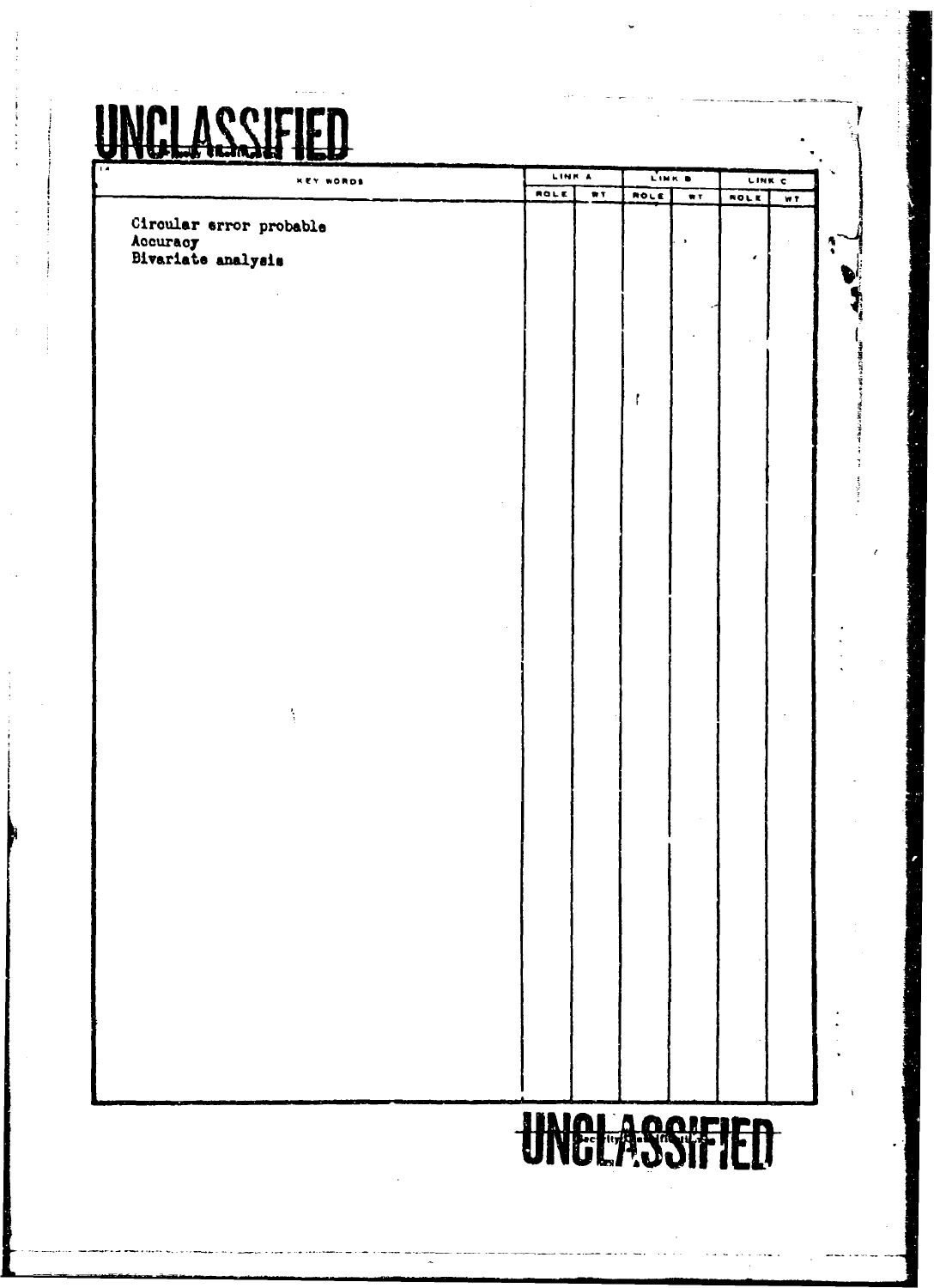UNCLASSIFIED

Security Classification

| 14. KEY WORDS | LINK A | | LINK B | | LINK C | |
|---|---|---|---|---|---|---|
| | ROLE | WT | ROLE | WT | ROLE | WT |
| Circular error probable | | | | | | |
| Accuracy | | | | | | |
| Bivariate analysis | | | | | | |

UNCLASSIFIED

Security Classification